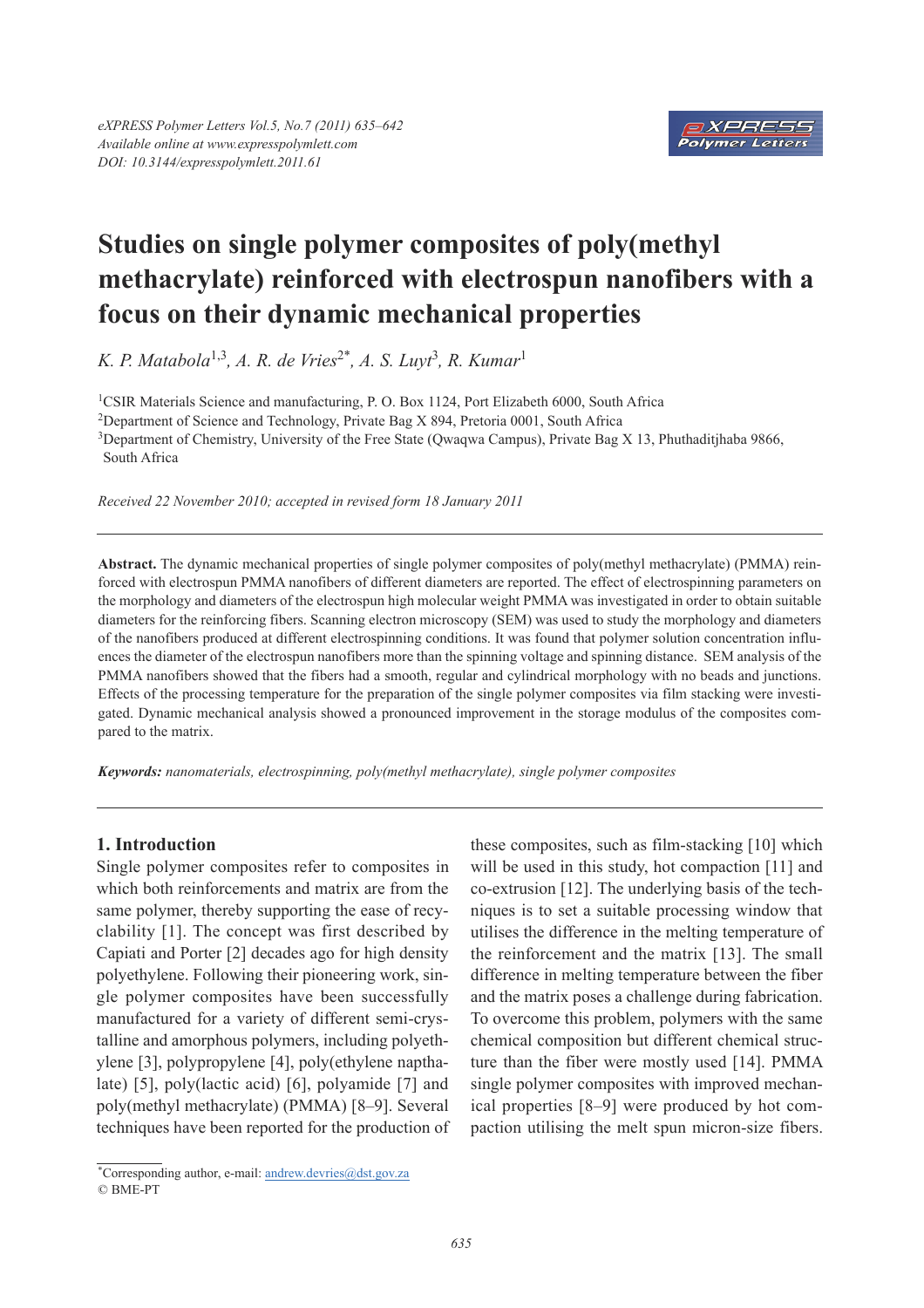# Studies on single polymer composites of poly(methyl methacrylate) reinforced with electrospun nanofibers with a focus on their dynamic mechanical properties

*K. P. Matabola*[1,3]*, A. R. de Vries*[2*]*, A. S. Luyt*[3]*, R. Kumar*[1]

[1]CSIR Materials Science and manufacturing, P. O. Box 1124, Port Elizabeth 6000, South Africa

[2]Department of Science and Technology, Private Bag X 894, Pretoria 0001, South Africa

[3]Department of Chemistry, University of the Free State (Qwaqwa Campus), Private Bag X 13, Phuthaditjhaba 9866, South Africa

*Received 22 November 2010; accepted in revised form 18 January 2011*

---

**Abstract.** The dynamic mechanical properties of single polymer composites of poly(methyl methacrylate) (PMMA) reinforced with electrospun PMMA nanofibers of different diameters are reported. The effect of electrospinning parameters on the morphology and diameters of the electrospun high molecular weight PMMA was investigated in order to obtain suitable diameters for the reinforcing fibers. Scanning electron microscopy (SEM) was used to study the morphology and diameters of the nanofibers produced at different electrospinning conditions. It was found that polymer solution concentration influences the diameter of the electrospun nanofibers more than the spinning voltage and spinning distance. SEM analysis of the PMMA nanofibers showed that the fibers had a smooth, regular and cylindrical morphology with no beads and junctions. Effects of the processing temperature for the preparation of the single polymer composites via film stacking were investigated. Dynamic mechanical analysis showed a pronounced improvement in the storage modulus of the composites compared to the matrix.

***Keywords:*** *nanomaterials, electrospinning, poly(methyl methacrylate), single polymer composites*

---

## 1. Introduction

Single polymer composites refer to composites in which both reinforcements and matrix are from the same polymer, thereby supporting the ease of recyclability [1]. The concept was first described by Capiati and Porter [2] decades ago for high density polyethylene. Following their pioneering work, single polymer composites have been successfully manufactured for a variety of different semi-crystalline and amorphous polymers, including polyethylene [3], polypropylene [4], poly(ethylene napthalate) [5], poly(lactic acid) [6], polyamide [7] and poly(methyl methacrylate) (PMMA) [8–9]. Several techniques have been reported for the production of these composites, such as film-stacking [10] which will be used in this study, hot compaction [11] and co-extrusion [12]. The underlying basis of the techniques is to set a suitable processing window that utilises the difference in the melting temperature of the reinforcement and the matrix [13]. The small difference in melting temperature between the fiber and the matrix poses a challenge during fabrication. To overcome this problem, polymers with the same chemical composition but different chemical structure than the fiber were mostly used [14]. PMMA single polymer composites with improved mechanical properties [8–9] were produced by hot compaction utilising the melt spun micron-size fibers.

*Corresponding author, e-mail: andrew.devries@dst.gov.za
© BME-PT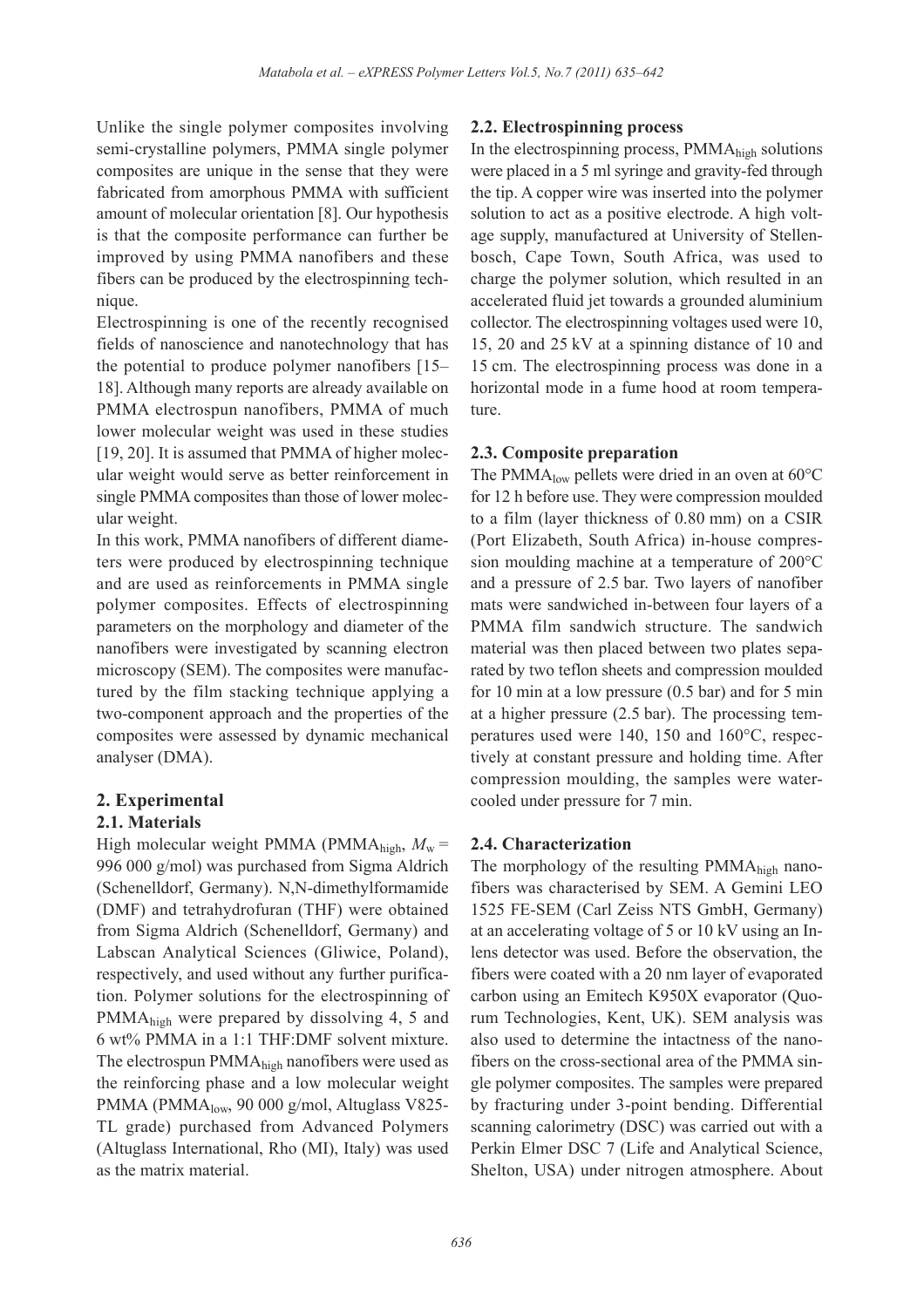Unlike the single polymer composites involving semi-crystalline polymers, PMMA single polymer composites are unique in the sense that they were fabricated from amorphous PMMA with sufficient amount of molecular orientation [8]. Our hypothesis is that the composite performance can further be improved by using PMMA nanofibers and these fibers can be produced by the electrospinning technique.

Electrospinning is one of the recently recognised fields of nanoscience and nanotechnology that has the potential to produce polymer nanofibers [15–18]. Although many reports are already available on PMMA electrospun nanofibers, PMMA of much lower molecular weight was used in these studies [19, 20]. It is assumed that PMMA of higher molecular weight would serve as better reinforcement in single PMMA composites than those of lower molecular weight.

In this work, PMMA nanofibers of different diameters were produced by electrospinning technique and are used as reinforcements in PMMA single polymer composites. Effects of electrospinning parameters on the morphology and diameter of the nanofibers were investigated by scanning electron microscopy (SEM). The composites were manufactured by the film stacking technique applying a two-component approach and the properties of the composites were assessed by dynamic mechanical analyser (DMA).

## 2. Experimental

### 2.1. Materials

High molecular weight PMMA ($PMMA_{high}$, $M_w$ = 996 000 g/mol) was purchased from Sigma Aldrich (Schenelldorf, Germany). N,N-dimethylformamide (DMF) and tetrahydrofuran (THF) were obtained from Sigma Aldrich (Schenelldorf, Germany) and Labscan Analytical Sciences (Gliwice, Poland), respectively, and used without any further purification. Polymer solutions for the electrospinning of $PMMA_{high}$ were prepared by dissolving 4, 5 and 6 wt% PMMA in a 1:1 THF:DMF solvent mixture. The electrospun $PMMA_{high}$ nanofibers were used as the reinforcing phase and a low molecular weight PMMA ($PMMA_{low}$, 90 000 g/mol, Altuglass V825-TL grade) purchased from Advanced Polymers (Altuglass International, Rho (MI), Italy) was used as the matrix material.

### 2.2. Electrospinning process

In the electrospinning process, $PMMA_{high}$ solutions were placed in a 5 ml syringe and gravity-fed through the tip. A copper wire was inserted into the polymer solution to act as a positive electrode. A high voltage supply, manufactured at University of Stellenbosch, Cape Town, South Africa, was used to charge the polymer solution, which resulted in an accelerated fluid jet towards a grounded aluminium collector. The electrospinning voltages used were 10, 15, 20 and 25 kV at a spinning distance of 10 and 15 cm. The electrospinning process was done in a horizontal mode in a fume hood at room temperature.

### 2.3. Composite preparation

The $PMMA_{low}$ pellets were dried in an oven at 60°C for 12 h before use. They were compression moulded to a film (layer thickness of 0.80 mm) on a CSIR (Port Elizabeth, South Africa) in-house compression moulding machine at a temperature of 200°C and a pressure of 2.5 bar. Two layers of nanofiber mats were sandwiched in-between four layers of a PMMA film sandwich structure. The sandwich material was then placed between two plates separated by two teflon sheets and compression moulded for 10 min at a low pressure (0.5 bar) and for 5 min at a higher pressure (2.5 bar). The processing temperatures used were 140, 150 and 160°C, respectively at constant pressure and holding time. After compression moulding, the samples were water-cooled under pressure for 7 min.

### 2.4. Characterization

The morphology of the resulting $PMMA_{high}$ nanofibers was characterised by SEM. A Gemini LEO 1525 FE-SEM (Carl Zeiss NTS GmbH, Germany) at an accelerating voltage of 5 or 10 kV using an In-lens detector was used. Before the observation, the fibers were coated with a 20 nm layer of evaporated carbon using an Emitech K950X evaporator (Quorum Technologies, Kent, UK). SEM analysis was also used to determine the intactness of the nanofibers on the cross-sectional area of the PMMA single polymer composites. The samples were prepared by fracturing under 3-point bending. Differential scanning calorimetry (DSC) was carried out with a Perkin Elmer DSC 7 (Life and Analytical Science, Shelton, USA) under nitrogen atmosphere. About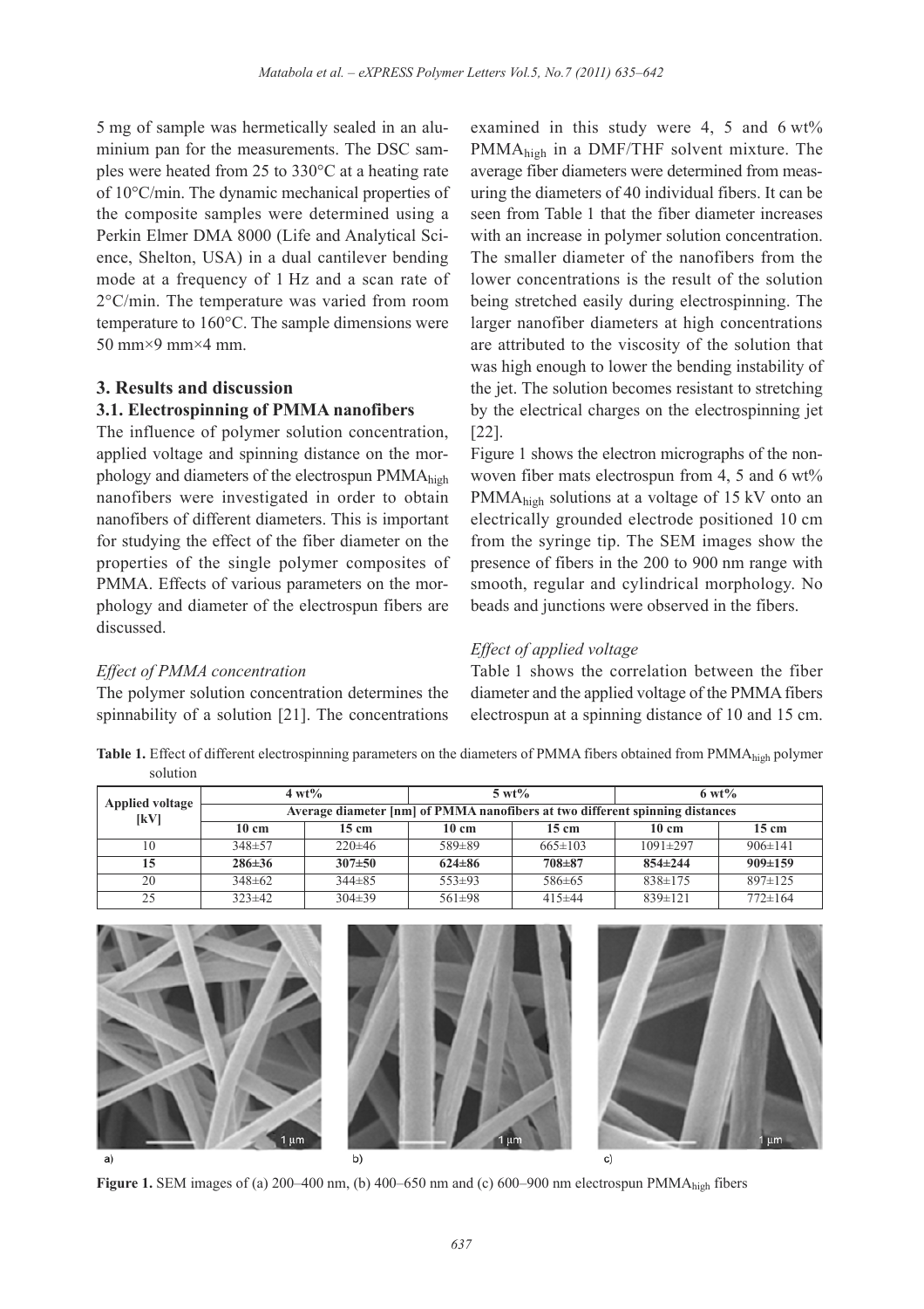5 mg of sample was hermetically sealed in an aluminium pan for the measurements. The DSC samples were heated from 25 to 330°C at a heating rate of 10°C/min. The dynamic mechanical properties of the composite samples were determined using a Perkin Elmer DMA 8000 (Life and Analytical Science, Shelton, USA) in a dual cantilever bending mode at a frequency of 1 Hz and a scan rate of 2°C/min. The temperature was varied from room temperature to 160°C. The sample dimensions were 50 mm×9 mm×4 mm.

## 3. Results and discussion

### 3.1. Electrospinning of PMMA nanofibers

The influence of polymer solution concentration, applied voltage and spinning distance on the morphology and diameters of the electrospun $PMMA_{high}$ nanofibers were investigated in order to obtain nanofibers of different diameters. This is important for studying the effect of the fiber diameter on the properties of the single polymer composites of PMMA. Effects of various parameters on the morphology and diameter of the electrospun fibers are discussed.

*Effect of PMMA concentration*

The polymer solution concentration determines the spinnability of a solution [21]. The concentrations examined in this study were 4, 5 and 6 wt% $PMMA_{high}$ in a DMF/THF solvent mixture. The average fiber diameters were determined from measuring the diameters of 40 individual fibers. It can be seen from Table 1 that the fiber diameter increases with an increase in polymer solution concentration. The smaller diameter of the nanofibers from the lower concentrations is the result of the solution being stretched easily during electrospinning. The larger nanofiber diameters at high concentrations are attributed to the viscosity of the solution that was high enough to lower the bending instability of the jet. The solution becomes resistant to stretching by the electrical charges on the electrospinning jet [22].

Figure 1 shows the electron micrographs of the nonwoven fiber mats electrospun from 4, 5 and 6 wt% $PMMA_{high}$ solutions at a voltage of 15 kV onto an electrically grounded electrode positioned 10 cm from the syringe tip. The SEM images show the presence of fibers in the 200 to 900 nm range with smooth, regular and cylindrical morphology. No beads and junctions were observed in the fibers.

*Effect of applied voltage*

Table 1 shows the correlation between the fiber diameter and the applied voltage of the PMMA fibers electrospun at a spinning distance of 10 and 15 cm.

**Table 1.** Effect of different electrospinning parameters on the diameters of PMMA fibers obtained from $PMMA_{high}$ polymer solution

| Applied voltage [kV] | 4 wt% | | 5 wt% | | 6 wt% | |
|---|---|---|---|---|---|---|
| | Average diameter [nm] of PMMA nanofibers at two different spinning distances | | | | | |
| | 10 cm | 15 cm | 10 cm | 15 cm | 10 cm | 15 cm |
| 10 | 348±57 | 220±46 | 589±89 | 665±103 | 1091±297 | 906±141 |
| **15** | **286±36** | **307±50** | **624±86** | **708±87** | **854±244** | **909±159** |
| 20 | 348±62 | 344±85 | 553±93 | 586±65 | 838±175 | 897±125 |
| 25 | 323±42 | 304±39 | 561±98 | 415±44 | 839±121 | 772±164 |

**Figure 1.** SEM images of (a) 200–400 nm, (b) 400–650 nm and (c) 600–900 nm electrospun $PMMA_{high}$ fibers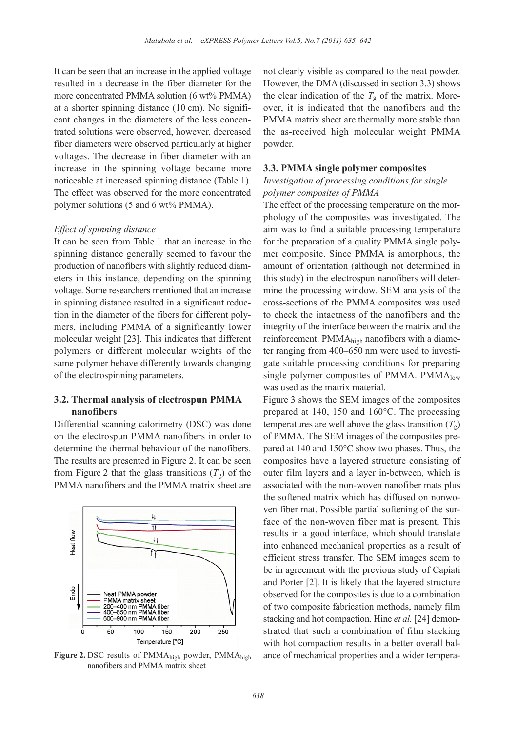It can be seen that an increase in the applied voltage resulted in a decrease in the fiber diameter for the more concentrated PMMA solution (6 wt% PMMA) at a shorter spinning distance (10 cm). No significant changes in the diameters of the less concentrated solutions were observed, however, decreased fiber diameters were observed particularly at higher voltages. The decrease in fiber diameter with an increase in the spinning voltage became more noticeable at increased spinning distance (Table 1). The effect was observed for the more concentrated polymer solutions (5 and 6 wt% PMMA).

*Effect of spinning distance*

It can be seen from Table 1 that an increase in the spinning distance generally seemed to favour the production of nanofibers with slightly reduced diameters in this instance, depending on the spinning voltage. Some researchers mentioned that an increase in spinning distance resulted in a significant reduction in the diameter of the fibers for different polymers, including PMMA of a significantly lower molecular weight [23]. This indicates that different polymers or different molecular weights of the same polymer behave differently towards changing of the electrospinning parameters.

## 3.2. Thermal analysis of electrospun PMMA nanofibers

Differential scanning calorimetry (DSC) was done on the electrospun PMMA nanofibers in order to determine the thermal behaviour of the nanofibers. The results are presented in Figure 2. It can be seen from Figure 2 that the glass transitions ($T_g$) of the PMMA nanofibers and the PMMA matrix sheet are not clearly visible as compared to the neat powder. However, the DMA (discussed in section 3.3) shows the clear indication of the $T_g$ of the matrix. Moreover, it is indicated that the nanofibers and the PMMA matrix sheet are thermally more stable than the as-received high molecular weight PMMA powder.

Figure 2. DSC results of $PMMA_{high}$ powder, $PMMA_{high}$ nanofibers and PMMA matrix sheet

## 3.3. PMMA single polymer composites

*Investigation of processing conditions for single polymer composites of PMMA*

The effect of the processing temperature on the morphology of the composites was investigated. The aim was to find a suitable processing temperature for the preparation of a quality PMMA single polymer composite. Since PMMA is amorphous, the amount of orientation (although not determined in this study) in the electrospun nanofibers will determine the processing window. SEM analysis of the cross-sections of the PMMA composites was used to check the intactness of the nanofibers and the integrity of the interface between the matrix and the reinforcement. $PMMA_{high}$ nanofibers with a diameter ranging from 400–650 nm were used to investigate suitable processing conditions for preparing single polymer composites of PMMA. $PMMA_{low}$ was used as the matrix material.

Figure 3 shows the SEM images of the composites prepared at 140, 150 and 160°C. The processing temperatures are well above the glass transition ($T_g$) of PMMA. The SEM images of the composites prepared at 140 and 150°C show two phases. Thus, the composites have a layered structure consisting of outer film layers and a layer in-between, which is associated with the non-woven nanofiber mats plus the softened matrix which has diffused on nonwoven fiber mat. Possible partial softening of the surface of the non-woven fiber mat is present. This results in a good interface, which should translate into enhanced mechanical properties as a result of efficient stress transfer. The SEM images seem to be in agreement with the previous study of Capiati and Porter [2]. It is likely that the layered structure observed for the composites is due to a combination of two composite fabrication methods, namely film stacking and hot compaction. Hine *et al.* [24] demonstrated that such a combination of film stacking with hot compaction results in a better overall balance of mechanical properties and a wider tempera-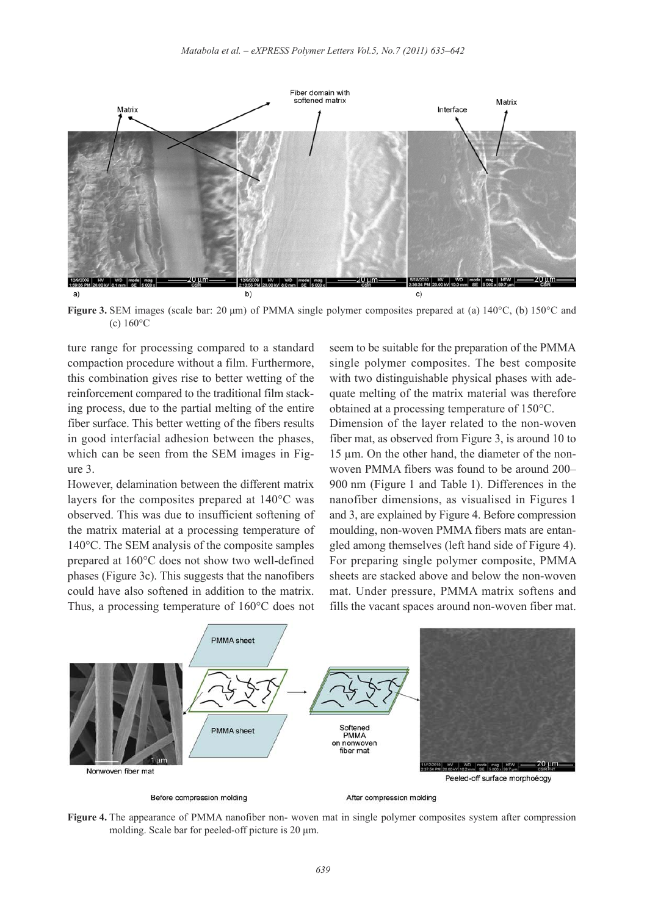**Figure 3.** SEM images (scale bar: 20 μm) of PMMA single polymer composites prepared at (a) 140°C, (b) 150°C and (c) 160°C

ture range for processing compared to a standard compaction procedure without a film. Furthermore, this combination gives rise to better wetting of the reinforcement compared to the traditional film stacking process, due to the partial melting of the entire fiber surface. This better wetting of the fibers results in good interfacial adhesion between the phases, which can be seen from the SEM images in Figure 3.

However, delamination between the different matrix layers for the composites prepared at 140°C was observed. This was due to insufficient softening of the matrix material at a processing temperature of 140°C. The SEM analysis of the composite samples prepared at 160°C does not show two well-defined phases (Figure 3c). This suggests that the nanofibers could have also softened in addition to the matrix. Thus, a processing temperature of 160°C does not seem to be suitable for the preparation of the PMMA single polymer composites. The best composite with two distinguishable physical phases with adequate melting of the matrix material was therefore obtained at a processing temperature of 150°C.

Dimension of the layer related to the non-woven fiber mat, as observed from Figure 3, is around 10 to 15 μm. On the other hand, the diameter of the non-woven PMMA fibers was found to be around 200–900 nm (Figure 1 and Table 1). Differences in the nanofiber dimensions, as visualised in Figures 1 and 3, are explained by Figure 4. Before compression moulding, non-woven PMMA fibers mats are entangled among themselves (left hand side of Figure 4). For preparing single polymer composite, PMMA sheets are stacked above and below the non-woven mat. Under pressure, PMMA matrix softens and fills the vacant spaces around non-woven fiber mat.

**Figure 4.** The appearance of PMMA nanofiber non- woven mat in single polymer composites system after compression molding. Scale bar for peeled-off picture is 20 μm.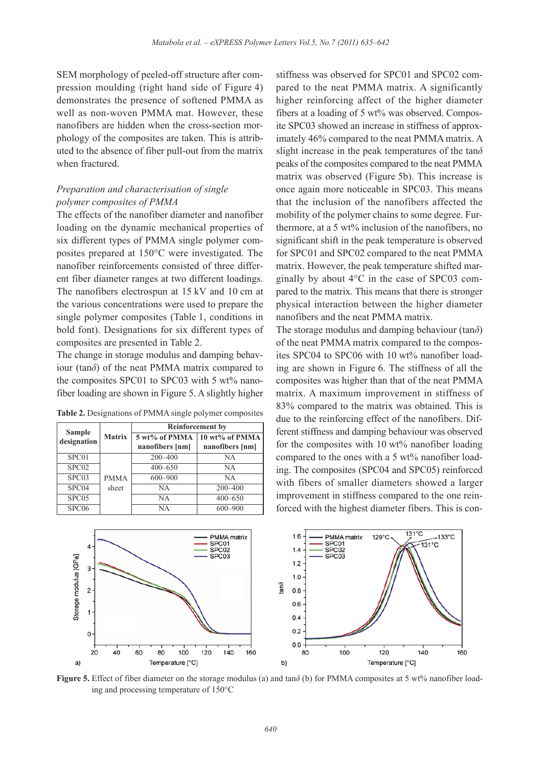SEM morphology of peeled-off structure after compression moulding (right hand side of Figure 4) demonstrates the presence of softened PMMA as well as non-woven PMMA mat. However, these nanofibers are hidden when the cross-section morphology of the composites are taken. This is attributed to the absence of fiber pull-out from the matrix when fractured.

### *Preparation and characterisation of single polymer composites of PMMA*

The effects of the nanofiber diameter and nanofiber loading on the dynamic mechanical properties of six different types of PMMA single polymer composites prepared at 150°C were investigated. The nanofiber reinforcements consisted of three different fiber diameter ranges at two different loadings. The nanofibers electrospun at 15 kV and 10 cm at the various concentrations were used to prepare the single polymer composites (Table 1, conditions in bold font). Designations for six different types of composites are presented in Table 2.

The change in storage modulus and damping behaviour (tan$\delta$) of the neat PMMA matrix compared to the composites SPC01 to SPC03 with 5 wt% nanofiber loading are shown in Figure 5. A slightly higher stiffness was observed for SPC01 and SPC02 compared to the neat PMMA matrix. A significantly higher reinforcing affect of the higher diameter fibers at a loading of 5 wt% was observed. Composite SPC03 showed an increase in stiffness of approximately 46% compared to the neat PMMA matrix. A slight increase in the peak temperatures of the tan$\delta$ peaks of the composites compared to the neat PMMA matrix was observed (Figure 5b). This increase is once again more noticeable in SPC03. This means that the inclusion of the nanofibers affected the mobility of the polymer chains to some degree. Furthermore, at a 5 wt% inclusion of the nanofibers, no significant shift in the peak temperature is observed for SPC01 and SPC02 compared to the neat PMMA matrix. However, the peak temperature shifted marginally by about 4°C in the case of SPC03 compared to the matrix. This means that there is stronger physical interaction between the higher diameter nanofibers and the neat PMMA matrix.

**Table 2.** Designations of PMMA single polymer composites

| Sample designation | Matrix | Reinforcement by | |
|---|---|---|---|
| | | 5 wt% of PMMA nanofibers [nm] | 10 wt% of PMMA nanofibers [nm] |
| SPC01 | PMMA sheet | 200–400 | NA |
| SPC02 | | 400–650 | NA |
| SPC03 | | 600–900 | NA |
| SPC04 | | NA | 200–400 |
| SPC05 | | NA | 400–650 |
| SPC06 | | NA | 600–900 |

The storage modulus and damping behaviour (tan$\delta$) of the neat PMMA matrix compared to the composites SPC04 to SPC06 with 10 wt% nanofiber loading are shown in Figure 6. The stiffness of all the composites was higher than that of the neat PMMA matrix. A maximum improvement in stiffness of 83% compared to the matrix was obtained. This is due to the reinforcing effect of the nanofibers. Different stiffness and damping behaviour was observed for the composites with 10 wt% nanofiber loading compared to the ones with a 5 wt% nanofiber loading. The composites (SPC04 and SPC05) reinforced with fibers of smaller diameters showed a larger improvement in stiffness compared to the one reinforced with the highest diameter fibers. This is con-

**Figure 5.** Effect of fiber diameter on the storage modulus (a) and tan$\delta$ (b) for PMMA composites at 5 wt% nanofiber loading and processing temperature of 150°C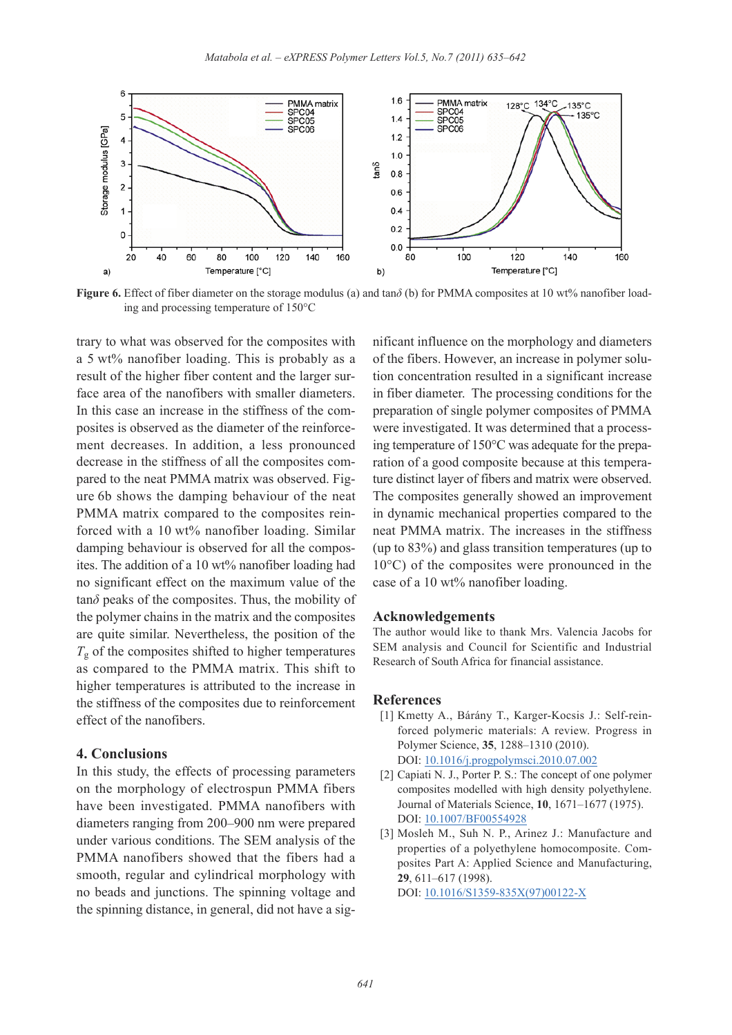**Figure 6.** Effect of fiber diameter on the storage modulus (a) and tan$\delta$ (b) for PMMA composites at 10 wt% nanofiber loading and processing temperature of 150°C

trary to what was observed for the composites with a 5 wt% nanofiber loading. This is probably as a result of the higher fiber content and the larger surface area of the nanofibers with smaller diameters. In this case an increase in the stiffness of the composites is observed as the diameter of the reinforcement decreases. In addition, a less pronounced decrease in the stiffness of all the composites compared to the neat PMMA matrix was observed. Figure 6b shows the damping behaviour of the neat PMMA matrix compared to the composites reinforced with a 10 wt% nanofiber loading. Similar damping behaviour is observed for all the composites. The addition of a 10 wt% nanofiber loading had no significant effect on the maximum value of the tan$\delta$ peaks of the composites. Thus, the mobility of the polymer chains in the matrix and the composites are quite similar. Nevertheless, the position of the $T_g$ of the composites shifted to higher temperatures as compared to the PMMA matrix. This shift to higher temperatures is attributed to the increase in the stiffness of the composites due to reinforcement effect of the nanofibers.

## 4. Conclusions

In this study, the effects of processing parameters on the morphology of electrospun PMMA fibers have been investigated. PMMA nanofibers with diameters ranging from 200–900 nm were prepared under various conditions. The SEM analysis of the PMMA nanofibers showed that the fibers had a smooth, regular and cylindrical morphology with no beads and junctions. The spinning voltage and the spinning distance, in general, did not have a significant influence on the morphology and diameters of the fibers. However, an increase in polymer solution concentration resulted in a significant increase in fiber diameter. The processing conditions for the preparation of single polymer composites of PMMA were investigated. It was determined that a processing temperature of 150°C was adequate for the preparation of a good composite because at this temperature distinct layer of fibers and matrix were observed. The composites generally showed an improvement in dynamic mechanical properties compared to the neat PMMA matrix. The increases in the stiffness (up to 83%) and glass transition temperatures (up to 10°C) of the composites were pronounced in the case of a 10 wt% nanofiber loading.

## Acknowledgements

The author would like to thank Mrs. Valencia Jacobs for SEM analysis and Council for Scientific and Industrial Research of South Africa for financial assistance.

## References

[1] Kmetty A., Bárány T., Karger-Kocsis J.: Self-reinforced polymeric materials: A review. Progress in Polymer Science, **35**, 1288–1310 (2010).
DOI: 10.1016/j.progpolymsci.2010.07.002

[2] Capiati N. J., Porter P. S.: The concept of one polymer composites modelled with high density polyethylene. Journal of Materials Science, **10**, 1671–1677 (1975).
DOI: 10.1007/BF00554928

[3] Mosleh M., Suh N. P., Arinez J.: Manufacture and properties of a polyethylene homocomposite. Composites Part A: Applied Science and Manufacturing, **29**, 611–617 (1998).
DOI: 10.1016/S1359-835X(97)00122-X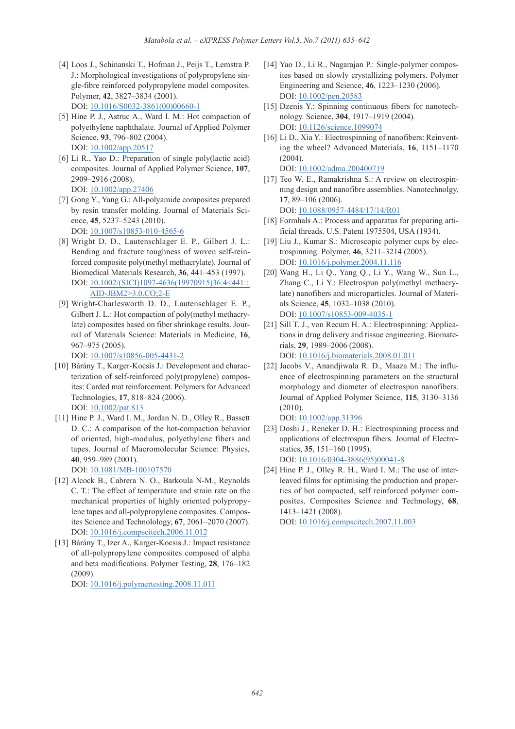[4] Loos J., Schinanski T., Hofman J., Peijs T., Lemstra P. J.: Morphological investigations of polypropylene single-fibre reinforced polypropylene model composites. Polymer, **42**, 3827–3834 (2001).
DOI: 10.1016/S0032-3861(00)00660-1

[5] Hine P. J., Astruc A., Ward I. M.: Hot compaction of polyethylene naphthalate. Journal of Applied Polymer Science, **93**, 796–802 (2004).
DOI: 10.1002/app.20517

[6] Li R., Yao D.: Preparation of single poly(lactic acid) composites. Journal of Applied Polymer Science, **107**, 2909–2916 (2008).
DOI: 10.1002/app.27406

[7] Gong Y., Yang G.: All-polyamide composites prepared by resin transfer molding. Journal of Materials Science, **45**, 5237–5243 (2010).
DOI: 10.1007/s10853-010-4565-6

[8] Wright D. D., Lautenschlager E. P., Gilbert J. L.: Bending and fracture toughness of woven self-reinforced composite poly(methyl methacrylate). Journal of Biomedical Materials Research, **36**, 441–453 (1997).
DOI: 10.1002/(SICI)1097-4636(19970915)36:4<441::AID-JBM2>3.0.CO;2-E

[9] Wright-Charlesworth D. D., Lautenschlager E. P., Gilbert J. L.: Hot compaction of poly(methyl methacrylate) composites based on fiber shrinkage results. Journal of Materials Science: Materials in Medicine, **16**, 967–975 (2005).
DOI: 10.1007/s10856-005-4431-2

[10] Bárány T., Karger-Kocsis J.: Development and characterization of self-reinforced poly(propylene) composites: Carded mat reinforcement. Polymers for Advanced Technologies, **17**, 818–824 (2006).
DOI: 10.1002/pat.813

[11] Hine P. J., Ward I. M., Jordan N. D., Olley R., Bassett D. C.: A comparison of the hot-compaction behavior of oriented, high-modulus, polyethylene fibers and tapes. Journal of Macromolecular Science: Physics, **40**, 959–989 (2001).
DOI: 10.1081/MB-100107570

[12] Alcock B., Cabrera N. O., Barkoula N-M., Reynolds C. T.: The effect of temperature and strain rate on the mechanical properties of highly oriented polypropylene tapes and all-polypropylene composites. Composites Science and Technology, **67**, 2061–2070 (2007).
DOI: 10.1016/j.compscitech.2006.11.012

[13] Bárány T., Izer A., Karger-Kocsis J.: Impact resistance of all-polypropylene composites composed of alpha and beta modifications. Polymer Testing, **28**, 176–182 (2009).
DOI: 10.1016/j.polymertesting.2008.11.011

[14] Yao D., Li R., Nagarajan P.: Single-polymer composites based on slowly crystallizing polymers. Polymer Engineering and Science, **46**, 1223–1230 (2006).
DOI: 10.1002/pen.20583

[15] Dzenis Y.: Spinning continuous fibers for nanotechnology. Science, **304**, 1917–1919 (2004).
DOI: 10.1126/science.1099074

[16] Li D., Xia Y.: Electrospinning of nanofibers: Reinventing the wheel? Advanced Materials, **16**, 1151–1170 (2004).
DOI: 10.1002/adma.200400719

[17] Teo W. E., Ramakrishna S.: A review on electrospinning design and nanofibre assemblies. Nanotechnolgy, **17**, 89–106 (2006).
DOI: 10.1088/0957-4484/17/14/R01

[18] Formhals A.: Process and apparatus for preparing artificial threads. U.S. Patent 1975504, USA (1934).

[19] Liu J., Kumar S.: Microscopic polymer cups by electrospinning. Polymer, **46**, 3211–3214 (2005).
DOI: 10.1016/j.polymer.2004.11.116

[20] Wang H., Li Q., Yang Q., Li Y., Wang W., Sun L., Zhang C., Li Y.: Electrospun poly(methyl methacrylate) nanofibers and microparticles. Journal of Materials Science, **45**, 1032–1038 (2010).
DOI: 10.1007/s10853-009-4035-1

[21] Sill T. J., von Recum H. A.: Electrospinning: Applications in drug delivery and tissue engineering. Biomaterials, **29**, 1989–2006 (2008).
DOI: 10.1016/j.biomaterials.2008.01.011

[22] Jacobs V., Anandjiwala R. D., Maaza M.: The influence of electrospinning parameters on the structural morphology and diameter of electrospun nanofibers. Journal of Applied Polymer Science, **115**, 3130–3136 (2010).
DOI: 10.1002/app.31396

[23] Doshi J., Reneker D. H.: Electrospinning process and applications of electrospun fibers. Journal of Electrostatics, **35**, 151–160 (1995).
DOI: 10.1016/0304-3886(95)00041-8

[24] Hine P. J., Olley R. H., Ward I. M.: The use of interleaved films for optimising the production and properties of hot compacted, self reinforced polymer composites. Composites Science and Technology, **68**, 1413–1421 (2008).
DOI: 10.1016/j.compscitech.2007.11.003